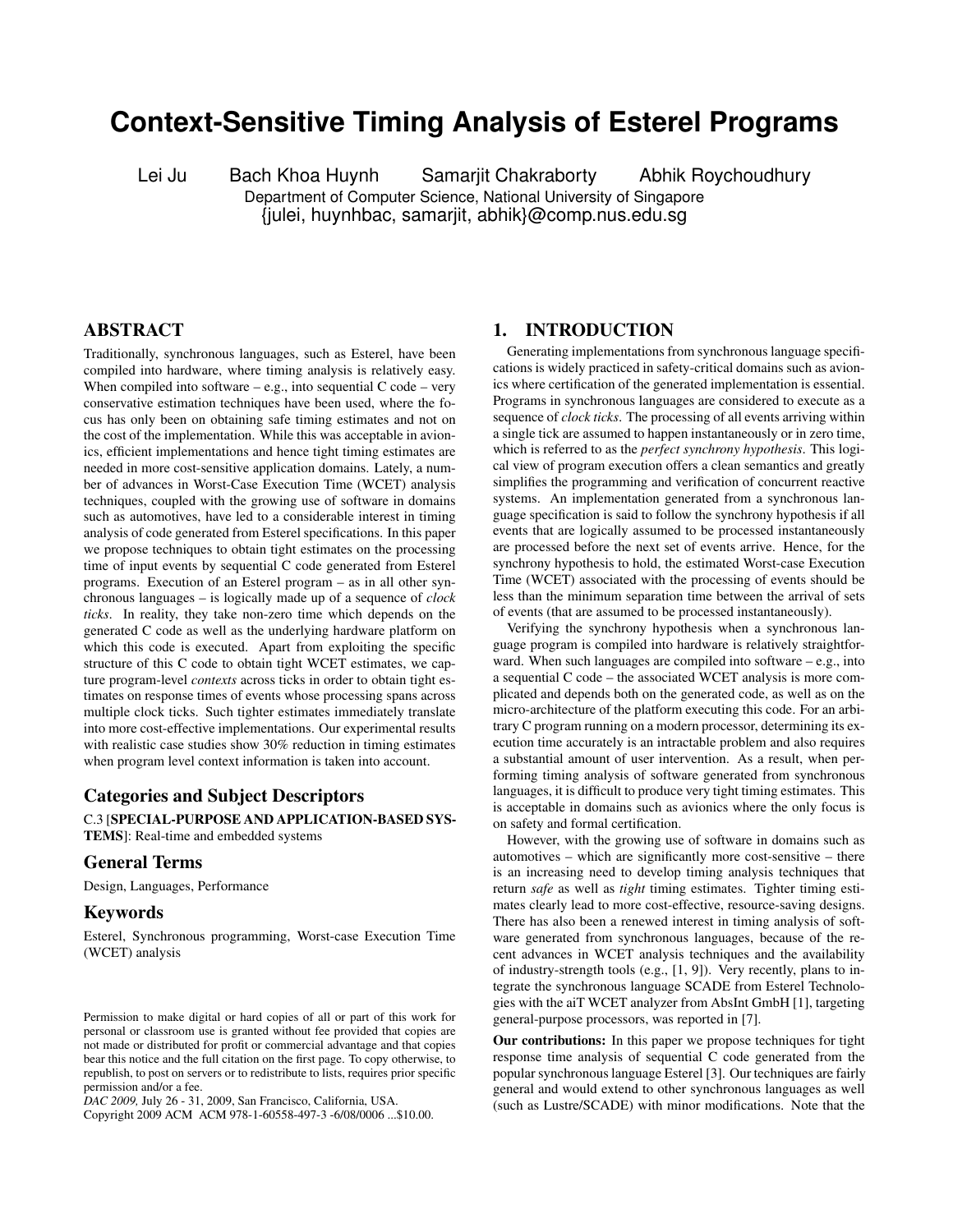# Context-Sensitive Timing Analysis of Esterel Programs

Lei Ju  Bach Khoa Huynh  Samarjit Chakraborty  Abhik Roychoudhury

Department of Computer Science, National University of Singapore

{julei, huynhbac, samarjit, abhik}@comp.nus.edu.sg

## ABSTRACT

Traditionally, synchronous languages, such as Esterel, have been compiled into hardware, where timing analysis is relatively easy. When compiled into software – e.g., into sequential C code – very conservative estimation techniques have been used, where the focus has only been on obtaining safe timing estimates and not on the cost of the implementation. While this was acceptable in avionics, efficient implementations and hence tight timing estimates are needed in more cost-sensitive application domains. Lately, a number of advances in Worst-Case Execution Time (WCET) analysis techniques, coupled with the growing use of software in domains such as automotives, have led to a considerable interest in timing analysis of code generated from Esterel specifications. In this paper we propose techniques to obtain tight estimates on the processing time of input events by sequential C code generated from Esterel programs. Execution of an Esterel program – as in all other synchronous languages – is logically made up of a sequence of *clock ticks*. In reality, they take non-zero time which depends on the generated C code as well as the underlying hardware platform on which this code is executed. Apart from exploiting the specific structure of this C code to obtain tight WCET estimates, we capture program-level *contexts* across ticks in order to obtain tight estimates on response times of events whose processing spans across multiple clock ticks. Such tighter estimates immediately translate into more cost-effective implementations. Our experimental results with realistic case studies show 30% reduction in timing estimates when program level context information is taken into account.

### Categories and Subject Descriptors

C.3 [**SPECIAL-PURPOSE AND APPLICATION-BASED SYSTEMS**]: Real-time and embedded systems

### General Terms

Design, Languages, Performance

### Keywords

Esterel, Synchronous programming, Worst-case Execution Time (WCET) analysis

Permission to make digital or hard copies of all or part of this work for personal or classroom use is granted without fee provided that copies are not made or distributed for profit or commercial advantage and that copies bear this notice and the full citation on the first page. To copy otherwise, to republish, to post on servers or to redistribute to lists, requires prior specific permission and/or a fee.

*DAC 2009,* July 26 - 31, 2009, San Francisco, California, USA.

Copyright 2009 ACM ACM 978-1-60558-497-3 -6/08/0006 ...$10.00.

## 1. INTRODUCTION

Generating implementations from synchronous language specifications is widely practiced in safety-critical domains such as avionics where certification of the generated implementation is essential. Programs in synchronous languages are considered to execute as a sequence of *clock ticks*. The processing of all events arriving within a single tick are assumed to happen instantaneously or in zero time, which is referred to as the *perfect synchrony hypothesis*. This logical view of program execution offers a clean semantics and greatly simplifies the programming and verification of concurrent reactive systems. An implementation generated from a synchronous language specification is said to follow the synchrony hypothesis if all events that are logically assumed to be processed instantaneously are processed before the next set of events arrive. Hence, for the synchrony hypothesis to hold, the estimated Worst-case Execution Time (WCET) associated with the processing of events should be less than the minimum separation time between the arrival of sets of events (that are assumed to be processed instantaneously).

Verifying the synchrony hypothesis when a synchronous language program is compiled into hardware is relatively straightforward. When such languages are compiled into software – e.g., into a sequential C code – the associated WCET analysis is more complicated and depends both on the generated code, as well as on the micro-architecture of the platform executing this code. For an arbitrary C program running on a modern processor, determining its execution time accurately is an intractable problem and also requires a substantial amount of user intervention. As a result, when performing timing analysis of software generated from synchronous languages, it is difficult to produce very tight timing estimates. This is acceptable in domains such as avionics where the only focus is on safety and formal certification.

However, with the growing use of software in domains such as automotives – which are significantly more cost-sensitive – there is an increasing need to develop timing analysis techniques that return *safe* as well as *tight* timing estimates. Tighter timing estimates clearly lead to more cost-effective, resource-saving designs. There has also been a renewed interest in timing analysis of software generated from synchronous languages, because of the recent advances in WCET analysis techniques and the availability of industry-strength tools (e.g., [1, 9]). Very recently, plans to integrate the synchronous language SCADE from Esterel Technologies with the aiT WCET analyzer from AbsInt GmbH [1], targeting general-purpose processors, was reported in [7].

**Our contributions:** In this paper we propose techniques for tight response time analysis of sequential C code generated from the popular synchronous language Esterel [3]. Our techniques are fairly general and would extend to other synchronous languages as well (such as Lustre/SCADE) with minor modifications. Note that the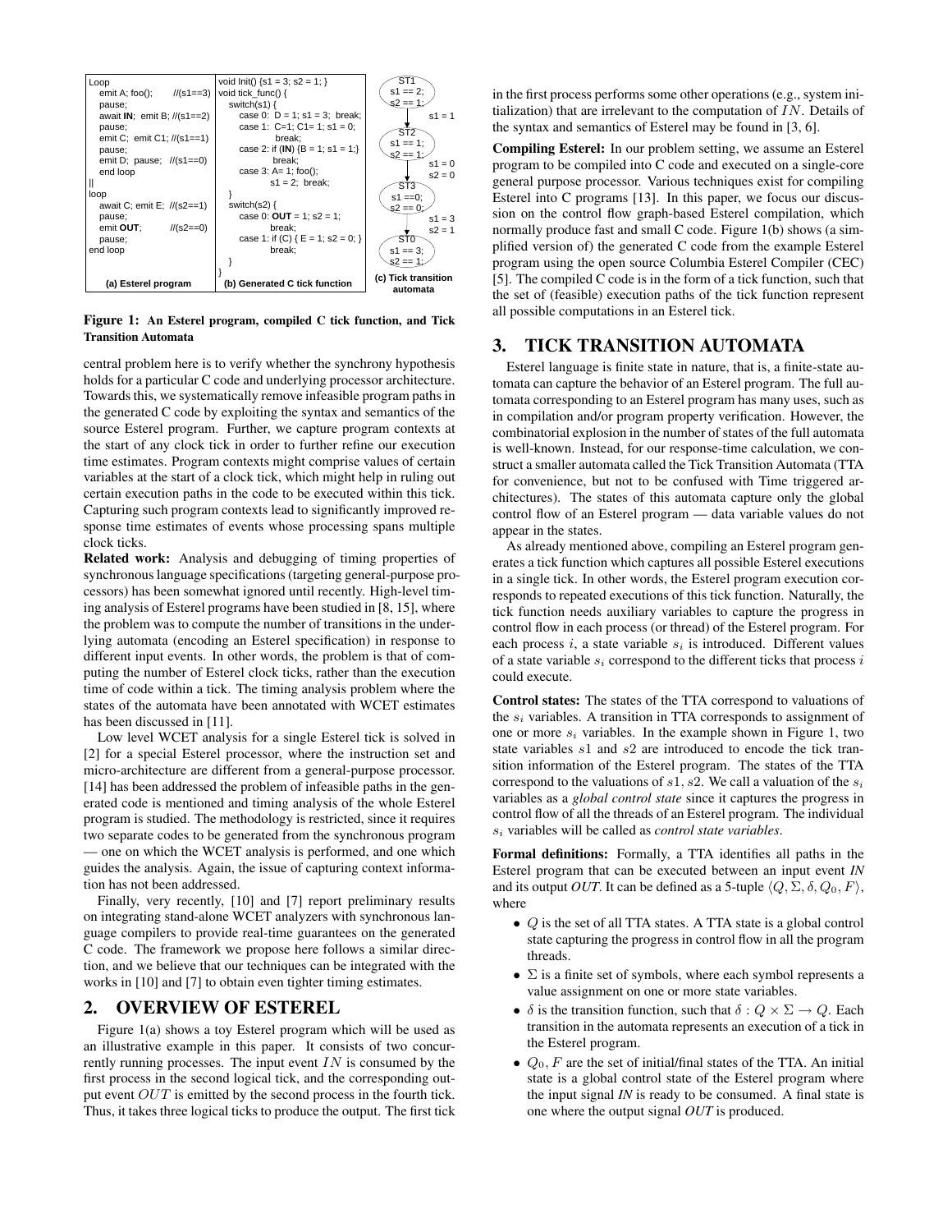```
Loop
   emit A; foo();         //(s1==3)
   pause;
   await IN;  emit B; //(s1==2)
   pause;
   emit C;  emit C1; //(s1==1)
   pause;
   emit D;  pause;   //(s1==0)
   end loop
||
loop
   await C; emit E;  //(s2==1)
   pause;
   emit OUT;         //(s2==0)
   pause;
end loop
```

**(a) Esterel program**

```
void Init() {s1 = 3; s2 = 1; }
void tick_func() {
  switch(s1) {
      case 0:  D = 1; s1 = 3;  break;
      case 1:  C=1; C1= 1; s1 = 0;
                  break;
      case 2: if (IN) {B = 1; s1 = 1;}
                  break;
      case 3: A= 1; foo();
                  s1 = 2;  break;
  }
  switch(s2) {
      case 0: OUT = 1; s2 = 1;
                  break;
      case 1: if (C) { E = 1; s2 = 0; }
                  break;
  }
}
```

**(b) Generated C tick function**

ST1
s1 == 2;
s2 == 1;

s1 = 1

ST2
s1 == 1;
s2 == 1;

s1 = 0
s2 = 0

ST3
s1 ==0;
s2 == 0;

s1 = 3
s2 = 1

ST0
s1 == 3;
s2 == 1;

**(c) Tick transition automata**

**Figure 1: An Esterel program, compiled C tick function, and Tick Transition Automata**

central problem here is to verify whether the synchrony hypothesis holds for a particular C code and underlying processor architecture. Towards this, we systematically remove infeasible program paths in the generated C code by exploiting the syntax and semantics of the source Esterel program. Further, we capture program contexts at the start of any clock tick in order to further refine our execution time estimates. Program contexts might comprise values of certain variables at the start of a clock tick, which might help in ruling out certain execution paths in the code to be executed within this tick. Capturing such program contexts lead to significantly improved response time estimates of events whose processing spans multiple clock ticks.

**Related work:** Analysis and debugging of timing properties of synchronous language specifications (targeting general-purpose processors) has been somewhat ignored until recently. High-level timing analysis of Esterel programs have been studied in [8, 15], where the problem was to compute the number of transitions in the underlying automata (encoding an Esterel specification) in response to different input events. In other words, the problem is that of computing the number of Esterel clock ticks, rather than the execution time of code within a tick. The timing analysis problem where the states of the automata have been annotated with WCET estimates has been discussed in [11].

Low level WCET analysis for a single Esterel tick is solved in [2] for a special Esterel processor, where the instruction set and micro-architecture are different from a general-purpose processor. [14] has been addressed the problem of infeasible paths in the generated code is mentioned and timing analysis of the whole Esterel program is studied. The methodology is restricted, since it requires two separate codes to be generated from the synchronous program — one on which the WCET analysis is performed, and one which guides the analysis. Again, the issue of capturing context information has not been addressed.

Finally, very recently, [10] and [7] report preliminary results on integrating stand-alone WCET analyzers with synchronous language compilers to provide real-time guarantees on the generated C code. The framework we propose here follows a similar direction, and we believe that our techniques can be integrated with the works in [10] and [7] to obtain even tighter timing estimates.

## 2. OVERVIEW OF ESTEREL

Figure 1(a) shows a toy Esterel program which will be used as an illustrative example in this paper. It consists of two concurrently running processes. The input event $IN$ is consumed by the first process in the second logical tick, and the corresponding output event $OUT$ is emitted by the second process in the fourth tick. Thus, it takes three logical ticks to produce the output. The first tick in the first process performs some other operations (e.g., system initialization) that are irrelevant to the computation of $IN$. Details of the syntax and semantics of Esterel may be found in [3, 6].

**Compiling Esterel:** In our problem setting, we assume an Esterel program to be compiled into C code and executed on a single-core general purpose processor. Various techniques exist for compiling Esterel into C programs [13]. In this paper, we focus our discussion on the control flow graph-based Esterel compilation, which normally produce fast and small C code. Figure 1(b) shows (a simplified version of) the generated C code from the example Esterel program using the open source Columbia Esterel Compiler (CEC) [5]. The compiled C code is in the form of a tick function, such that the set of (feasible) execution paths of the tick function represent all possible computations in an Esterel tick.

## 3. TICK TRANSITION AUTOMATA

Esterel language is finite state in nature, that is, a finite-state automata can capture the behavior of an Esterel program. The full automata corresponding to an Esterel program has many uses, such as in compilation and/or program property verification. However, the combinatorial explosion in the number of states of the full automata is well-known. Instead, for our response-time calculation, we construct a smaller automata called the Tick Transition Automata (TTA for convenience, but not to be confused with Time triggered architectures). The states of this automata capture only the global control flow of an Esterel program — data variable values do not appear in the states.

As already mentioned above, compiling an Esterel program generates a tick function which captures all possible Esterel executions in a single tick. In other words, the Esterel program execution corresponds to repeated executions of this tick function. Naturally, the tick function needs auxiliary variables to capture the progress in control flow in each process (or thread) of the Esterel program. For each process $i$, a state variable $s_i$ is introduced. Different values of a state variable $s_i$ correspond to the different ticks that process $i$ could execute.

**Control states:** The states of the TTA correspond to valuations of the $s_i$ variables. A transition in TTA corresponds to assignment of one or more $s_i$ variables. In the example shown in Figure 1, two state variables $s1$ and $s2$ are introduced to encode the tick transition information of the Esterel program. The states of the TTA correspond to the valuations of $s1, s2$. We call a valuation of the $s_i$ variables as a *global control state* since it captures the progress in control flow of all the threads of an Esterel program. The individual $s_i$ variables will be called as *control state variables*.

**Formal definitions:** Formally, a TTA identifies all paths in the Esterel program that can be executed between an input event *IN* and its output *OUT*. It can be defined as a 5-tuple $\langle Q, \Sigma, \delta, Q_0, F\rangle$, where

- $Q$ is the set of all TTA states. A TTA state is a global control state capturing the progress in control flow in all the program threads.
- $\Sigma$ is a finite set of symbols, where each symbol represents a value assignment on one or more state variables.
- $\delta$ is the transition function, such that $\delta : Q \times \Sigma \rightarrow Q$. Each transition in the automata represents an execution of a tick in the Esterel program.
- $Q_0, F$ are the set of initial/final states of the TTA. An initial state is a global control state of the Esterel program where the input signal *IN* is ready to be consumed. A final state is one where the output signal *OUT* is produced.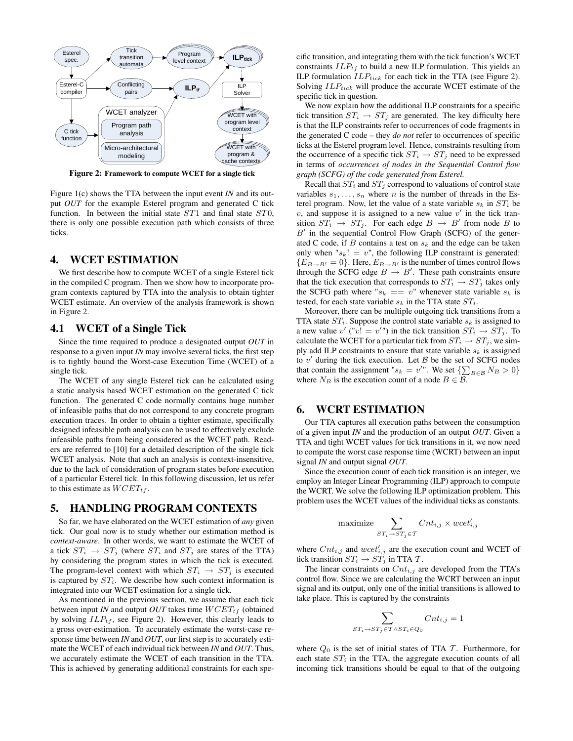Esterel spec.

Tick transition automata

Program level context

ILP$_{tick}$

Esterel-C compiler

Conflicting pairs

ILP$_{tf}$

ILP Solver

WCET analyzer

Program path analysis

Micro-architectural modeling

C tick function

WCET with program level context

WCET with program & cache contexts

**Figure 2: Framework to compute WCET for a single tick**

Figure 1(c) shows the TTA between the input event *IN* and its output *OUT* for the example Esterel program and generated C tick function. In between the initial state $ST1$ and final state $ST0$, there is only one possible execution path which consists of three ticks.

## 4. WCET ESTIMATION

We first describe how to compute WCET of a single Esterel tick in the compiled C program. Then we show how to incorporate program contexts captured by TTA into the analysis to obtain tighter WCET estimate. An overview of the analysis framework is shown in Figure 2.

### 4.1 WCET of a Single Tick

Since the time required to produce a designated output *OUT* in response to a given input *IN* may involve several ticks, the first step is to tightly bound the Worst-case Execution Time (WCET) of a single tick.

The WCET of any single Esterel tick can be calculated using a static analysis based WCET estimation on the generated C tick function. The generated C code normally contains huge number of infeasible paths that do not correspond to any concrete program execution traces. In order to obtain a tighter estimate, specifically designed infeasible path analysis can be used to effectively exclude infeasible paths from being considered as the WCET path. Readers are referred to [10] for a detailed description of the single tick WCET analysis. Note that such an analysis is context-insensitive, due to the lack of consideration of program states before execution of a particular Esterel tick. In this following discussion, let us refer to this estimate as $WCET_{tf}$.

## 5. HANDLING PROGRAM CONTEXTS

So far, we have elaborated on the WCET estimation of *any* given tick. Our goal now is to study whether our estimation method is *context-aware*. In other words, we want to estimate the WCET of a tick $ST_i \rightarrow ST_j$ (where $ST_i$ and $ST_j$ are states of the TTA) by considering the program states in which the tick is executed. The program-level context with which $ST_i \rightarrow ST_j$ is executed is captured by $ST_i$. We describe how such context information is integrated into our WCET estimation for a single tick.

As mentioned in the previous section, we assume that each tick between input *IN* and output *OUT* takes time $WCET_{tf}$ (obtained by solving $ILP_{tf}$, see Figure 2). However, this clearly leads to a gross over-estimation. To accurately estimate the worst-case response time between *IN* and *OUT*, our first step is to accurately estimate the WCET of each individual tick between *IN* and *OUT*. Thus, we accurately estimate the WCET of each transition in the TTA. This is achieved by generating additional constraints for each specific transition, and integrating them with the tick function's WCET constraints $ILP_{tf}$ to build a new ILP formulation. This yields an ILP formulation $ILP_{tick}$ for each tick in the TTA (see Figure 2). Solving $ILP_{tick}$ will produce the accurate WCET estimate of the specific tick in question.

We now explain how the additional ILP constraints for a specific tick transition $ST_i \rightarrow ST_j$ are generated. The key difficulty here is that the ILP constraints refer to occurrences of code fragments in the generated C code – they *do not* refer to occurrences of specific ticks at the Esterel program level. Hence, constraints resulting from the occurrence of a specific tick $ST_i \rightarrow ST_j$ need to be expressed in terms of *occurrences of nodes in the Sequential Control flow graph (SCFG) of the code generated from Esterel.*

Recall that $ST_i$ and $ST_j$ correspond to valuations of control state variables $s_1, \ldots, s_n$ where $n$ is the number of threads in the Esterel program. Now, let the value of a state variable $s_k$ in $ST_i$ be $v$, and suppose it is assigned to a new value $v'$ in the tick transition $ST_i \rightarrow ST_j$. For each edge $B \rightarrow B'$ from node $B$ to $B'$ in the sequential Control Flow Graph (SCFG) of the generated C code, if $B$ contains a test on $s_k$ and the edge can be taken only when "$s_k! = v$", the following ILP constraint is generated: $\{E_{B \rightarrow B'} = 0\}$. Here, $E_{B \rightarrow B'}$ is the number of times control flows through the SCFG edge $B \rightarrow B'$. These path constraints ensure that the tick execution that corresponds to $ST_i \rightarrow ST_j$ takes only the SCFG path where "$s_k == v$" whenever state variable $s_k$ is tested, for each state variable $s_k$ in the TTA state $ST_i$.

Moreover, there can be multiple outgoing tick transitions from a TTA state $ST_i$. Suppose the control state variable $s_k$ is assigned to a new value $v'$ ("$v! = v'$") in the tick transition $ST_i \rightarrow ST_j$. To calculate the WCET for a particular tick from $ST_i \rightarrow ST_j$, we simply add ILP constraints to ensure that state variable $s_k$ is assigned to $v'$ during the tick execution. Let $\mathcal{B}$ be the set of SCFG nodes that contain the assignment "$s_k = v'$". We set $\{\sum_{B \in \mathcal{B}} N_B > 0\}$ where $N_B$ is the execution count of a node $B \in \mathcal{B}$.

## 6. WCRT ESTIMATION

Our TTA captures all execution paths between the consumption of a given input *IN* and the production of an output *OUT*. Given a TTA and tight WCET values for tick transitions in it, we now need to compute the worst case response time (WCRT) between an input signal *IN* and output signal *OUT*.

Since the execution count of each tick transition is an integer, we employ an Integer Linear Programming (ILP) approach to compute the WCRT. We solve the following ILP optimization problem. This problem uses the WCET values of the individual ticks as constants.

$$\text{maximize} \sum_{ST_i \rightarrow ST_j \in \mathcal{T}} Cnt_{i,j} \times wcet'_{i,j}$$

where $Cnt_{i,j}$ and $wcet'_{i,j}$ are the execution count and WCET of tick transition $ST_i \rightarrow ST_j$ in TTA $\mathcal{T}$.

The linear constraints on $Cnt_{i,j}$ are developed from the TTA's control flow. Since we are calculating the WCRT between an input signal and its output, only one of the initial transitions is allowed to take place. This is captured by the constraints

$$\sum_{ST_i \rightarrow ST_j \in \mathcal{T} \wedge ST_i \in Q_0} Cnt_{i,j} = 1$$

where $Q_0$ is the set of initial states of TTA $\mathcal{T}$. Furthermore, for each state $ST_i$ in the TTA, the aggregate execution counts of all incoming tick transitions should be equal to that of the outgoing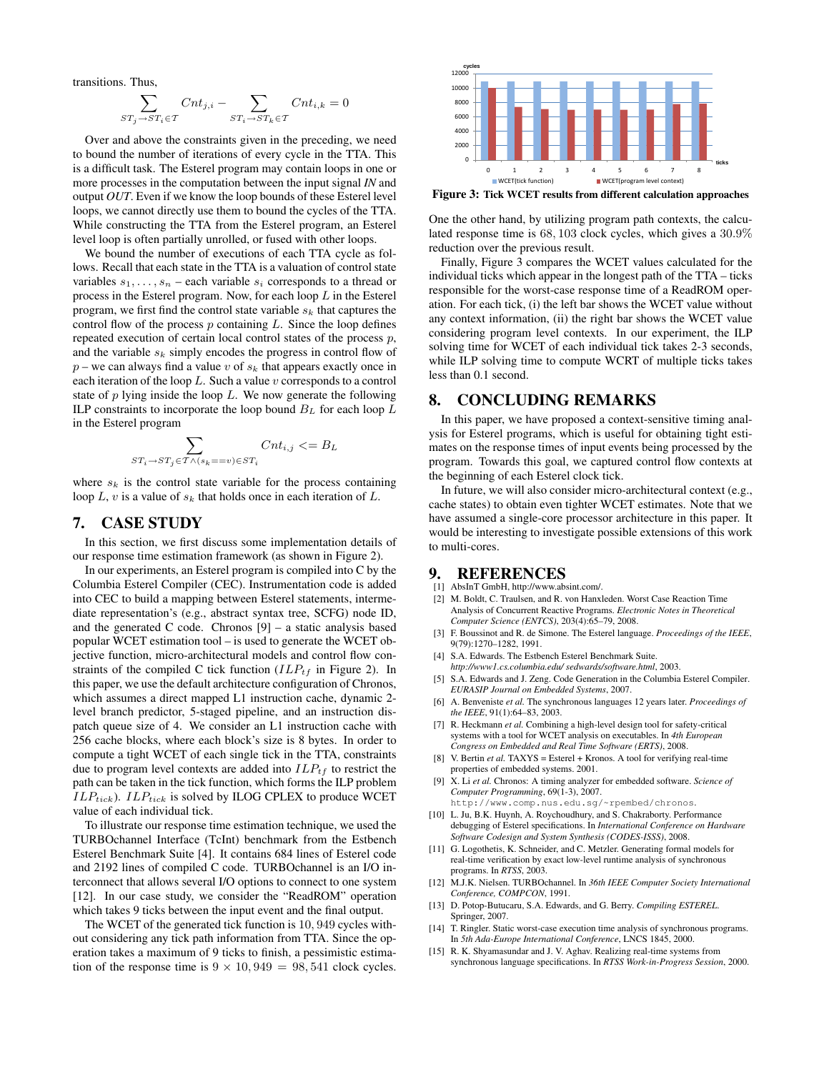transitions. Thus,

$$\sum_{ST_j \to ST_i \in \mathcal{T}} Cnt_{j,i} - \sum_{ST_i \to ST_k \in \mathcal{T}} Cnt_{i,k} = 0$$

Over and above the constraints given in the preceding, we need to bound the number of iterations of every cycle in the TTA. This is a difficult task. The Esterel program may contain loops in one or more processes in the computation between the input signal *IN* and output *OUT*. Even if we know the loop bounds of these Esterel level loops, we cannot directly use them to bound the cycles of the TTA. While constructing the TTA from the Esterel program, an Esterel level loop is often partially unrolled, or fused with other loops.

We bound the number of executions of each TTA cycle as follows. Recall that each state in the TTA is a valuation of control state variables $s_1, \ldots, s_n$ – each variable $s_i$ corresponds to a thread or process in the Esterel program. Now, for each loop $L$ in the Esterel program, we first find the control state variable $s_k$ that captures the control flow of the process $p$ containing $L$. Since the loop defines repeated execution of certain local control states of the process $p$, and the variable $s_k$ simply encodes the progress in control flow of $p$ – we can always find a value $v$ of $s_k$ that appears exactly once in each iteration of the loop $L$. Such a value $v$ corresponds to a control state of $p$ lying inside the loop $L$. We now generate the following ILP constraints to incorporate the loop bound $B_L$ for each loop $L$ in the Esterel program

$$\sum_{ST_i \to ST_j \in \mathcal{T} \wedge (s_k == v) \in ST_i} Cnt_{i,j} <= B_L$$

where $s_k$ is the control state variable for the process containing loop $L$, $v$ is a value of $s_k$ that holds once in each iteration of $L$.

# 7. CASE STUDY

In this section, we first discuss some implementation details of our response time estimation framework (as shown in Figure 2).

In our experiments, an Esterel program is compiled into C by the Columbia Esterel Compiler (CEC). Instrumentation code is added into CEC to build a mapping between Esterel statements, intermediate representation's (e.g., abstract syntax tree, SCFG) node ID, and the generated C code. Chronos [9] – a static analysis based popular WCET estimation tool – is used to generate the WCET objective function, micro-architectural models and control flow constraints of the compiled C tick function ($ILP_{tf}$ in Figure 2). In this paper, we use the default architecture configuration of Chronos, which assumes a direct mapped L1 instruction cache, dynamic 2-level branch predictor, 5-staged pipeline, and an instruction dispatch queue size of 4. We consider an L1 instruction cache with 256 cache blocks, where each block's size is 8 bytes. In order to compute a tight WCET of each single tick in the TTA, constraints due to program level contexts are added into $ILP_{tf}$ to restrict the path can be taken in the tick function, which forms the ILP problem $ILP_{tick}$). $ILP_{tick}$ is solved by ILOG CPLEX to produce WCET value of each individual tick.

To illustrate our response time estimation technique, we used the TURBOchannel Interface (TcInt) benchmark from the Estbench Esterel Benchmark Suite [4]. It contains 684 lines of Esterel code and 2192 lines of compiled C code. TURBOchannel is an I/O interconnect that allows several I/O options to connect to one system [12]. In our case study, we consider the "ReadROM" operation which takes 9 ticks between the input event and the final output.

The WCET of the generated tick function is $10,949$ cycles without considering any tick path information from TTA. Since the operation takes a maximum of 9 ticks to finish, a pessimistic estimation of the response time is $9 \times 10,949 = 98,541$ clock cycles.

cycles
12000
10000
8000
6000
4000
2000
0
0 1 2 3 4 5 6 7 8
ticks
WCET(tick function)
WCET(program level context)

**Figure 3: Tick WCET results from different calculation approaches**

One the other hand, by utilizing program path contexts, the calculated response time is $68,103$ clock cycles, which gives a $30.9\%$ reduction over the previous result.

Finally, Figure 3 compares the WCET values calculated for the individual ticks which appear in the longest path of the TTA – ticks responsible for the worst-case response time of a ReadROM operation. For each tick, (i) the left bar shows the WCET value without any context information, (ii) the right bar shows the WCET value considering program level contexts. In our experiment, the ILP solving time for WCET of each individual tick takes 2-3 seconds, while ILP solving time to compute WCRT of multiple ticks takes less than 0.1 second.

# 8. CONCLUDING REMARKS

In this paper, we have proposed a context-sensitive timing analysis for Esterel programs, which is useful for obtaining tight estimates on the response times of input events being processed by the program. Towards this goal, we captured control flow contexts at the beginning of each Esterel clock tick.

In future, we will also consider micro-architectural context (e.g., cache states) to obtain even tighter WCET estimates. Note that we have assumed a single-core processor architecture in this paper. It would be interesting to investigate possible extensions of this work to multi-cores.

# 9. REFERENCES

[1] AbsInT GmbH, http://www.absint.com/.

[2] M. Boldt, C. Traulsen, and R. von Hanxleden. Worst Case Reaction Time Analysis of Concurrent Reactive Programs. *Electronic Notes in Theoretical Computer Science (ENTCS)*, 203(4):65–79, 2008.

[3] F. Boussinot and R. de Simone. The Esterel language. *Proceedings of the IEEE*, 9(79):1270–1282, 1991.

[4] S.A. Edwards. The Estbench Esterel Benchmark Suite. *http://www1.cs.columbia.edu/ sedwards/software.html*, 2003.

[5] S.A. Edwards and J. Zeng. Code Generation in the Columbia Esterel Compiler. *EURASIP Journal on Embedded Systems*, 2007.

[6] A. Benveniste *et al.* The synchronous languages 12 years later. *Proceedings of the IEEE*, 91(1):64–83, 2003.

[7] R. Heckmann *et al.* Combining a high-level design tool for safety-critical systems with a tool for WCET analysis on executables. In *4th European Congress on Embedded and Real Time Software (ERTS)*, 2008.

[8] V. Bertin *et al.* TAXYS = Esterel + Kronos. A tool for verifying real-time properties of embedded systems. 2001.

[9] X. Li *et al.* Chronos: A timing analyzer for embedded software. *Science of Computer Programming*, 69(1-3), 2007. http://www.comp.nus.edu.sg/~rpembed/chronos.

[10] L. Ju, B.K. Huynh, A. Roychoudhury, and S. Chakraborty. Performance debugging of Esterel specifications. In *International Conference on Hardware Software Codesign and System Synthesis (CODES-ISSS)*, 2008.

[11] G. Logothetis, K. Schneider, and C. Metzler. Generating formal models for real-time verification by exact low-level runtime analysis of synchronous programs. In *RTSS*, 2003.

[12] M.J.K. Nielsen. TURBOchannel. In *36th IEEE Computer Society International Conference, COMPCON*, 1991.

[13] D. Potop-Butucaru, S.A. Edwards, and G. Berry. *Compiling ESTEREL*. Springer, 2007.

[14] T. Ringler. Static worst-case execution time analysis of synchronous programs. In *5th Ada-Europe International Conference*, LNCS 1845, 2000.

[15] R. K. Shyamasundar and J. V. Aghav. Realizing real-time systems from synchronous language specifications. In *RTSS Work-in-Progress Session*, 2000.